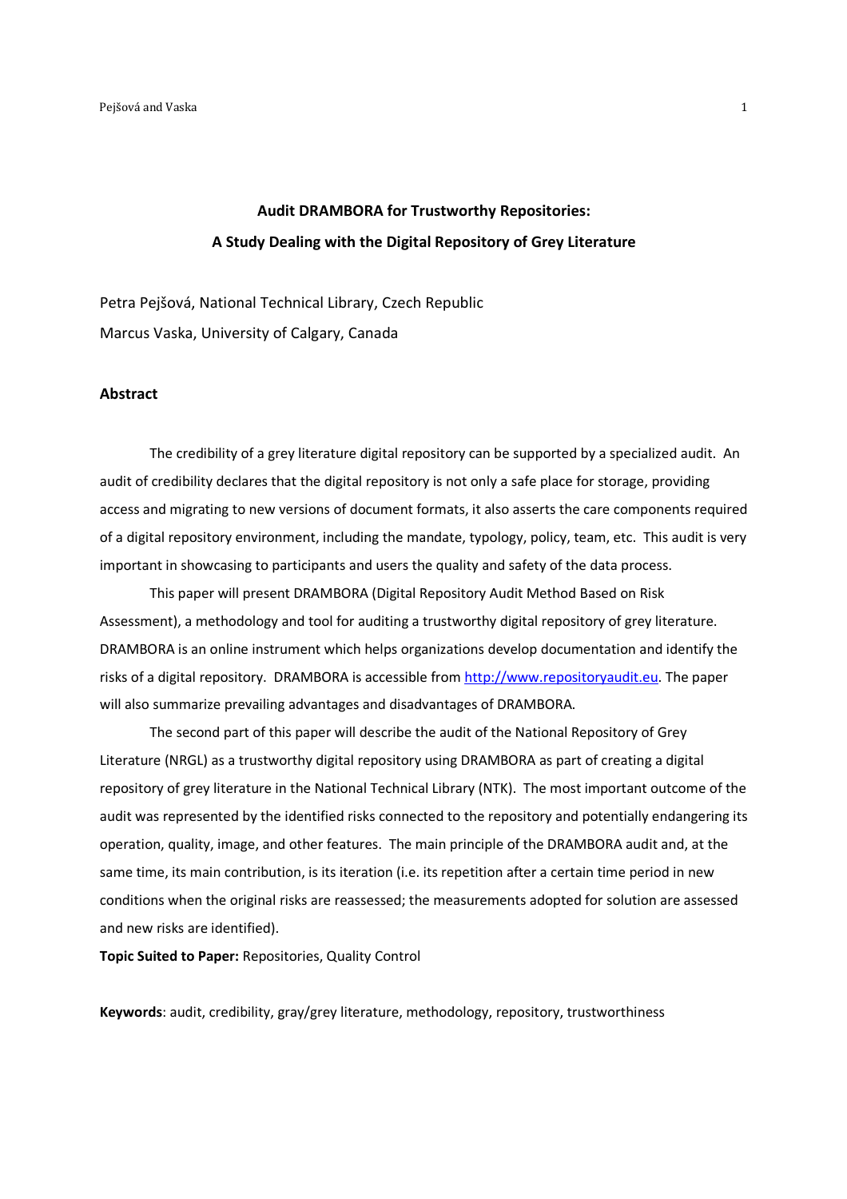# Audit DRAMBORA for Trustworthy Repositories:
# A Study Dealing with the Digital Repository of Grey Literature

Petra Pejšová, National Technical Library, Czech Republic

Marcus Vaska, University of Calgary, Canada

## Abstract

The credibility of a grey literature digital repository can be supported by a specialized audit. An audit of credibility declares that the digital repository is not only a safe place for storage, providing access and migrating to new versions of document formats, it also asserts the care components required of a digital repository environment, including the mandate, typology, policy, team, etc. This audit is very important in showcasing to participants and users the quality and safety of the data process.

This paper will present DRAMBORA (Digital Repository Audit Method Based on Risk Assessment), a methodology and tool for auditing a trustworthy digital repository of grey literature. DRAMBORA is an online instrument which helps organizations develop documentation and identify the risks of a digital repository. DRAMBORA is accessible from [http://www.repositoryaudit.eu](http://www.repositoryaudit.eu). The paper will also summarize prevailing advantages and disadvantages of DRAMBORA.

The second part of this paper will describe the audit of the National Repository of Grey Literature (NRGL) as a trustworthy digital repository using DRAMBORA as part of creating a digital repository of grey literature in the National Technical Library (NTK). The most important outcome of the audit was represented by the identified risks connected to the repository and potentially endangering its operation, quality, image, and other features. The main principle of the DRAMBORA audit and, at the same time, its main contribution, is its iteration (i.e. its repetition after a certain time period in new conditions when the original risks are reassessed; the measurements adopted for solution are assessed and new risks are identified).

**Topic Suited to Paper:** Repositories, Quality Control

**Keywords**: audit, credibility, gray/grey literature, methodology, repository, trustworthiness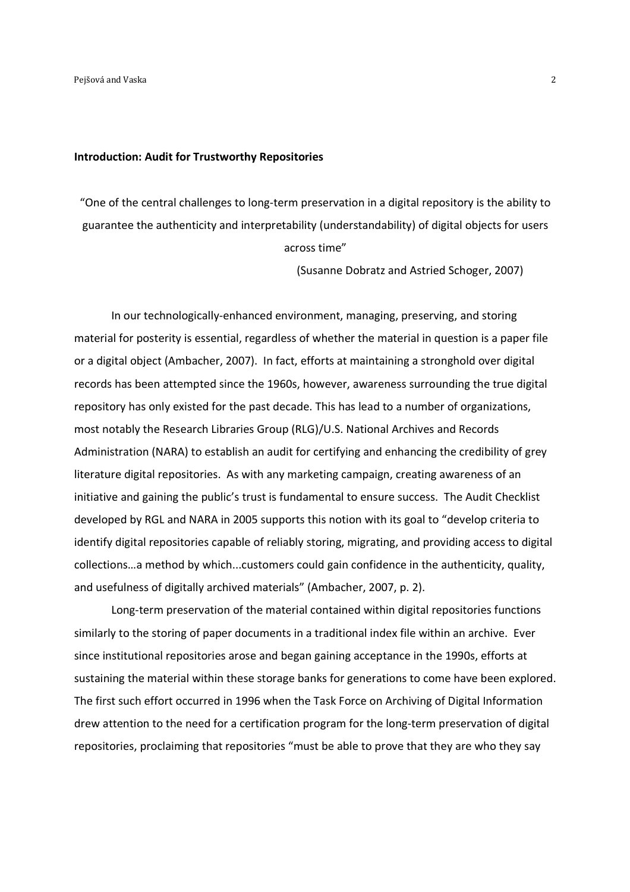## Introduction: Audit for Trustworthy Repositories

"One of the central challenges to long-term preservation in a digital repository is the ability to guarantee the authenticity and interpretability (understandability) of digital objects for users across time"

(Susanne Dobratz and Astried Schoger, 2007)

In our technologically-enhanced environment, managing, preserving, and storing material for posterity is essential, regardless of whether the material in question is a paper file or a digital object (Ambacher, 2007). In fact, efforts at maintaining a stronghold over digital records has been attempted since the 1960s, however, awareness surrounding the true digital repository has only existed for the past decade. This has lead to a number of organizations, most notably the Research Libraries Group (RLG)/U.S. National Archives and Records Administration (NARA) to establish an audit for certifying and enhancing the credibility of grey literature digital repositories. As with any marketing campaign, creating awareness of an initiative and gaining the public's trust is fundamental to ensure success. The Audit Checklist developed by RGL and NARA in 2005 supports this notion with its goal to "develop criteria to identify digital repositories capable of reliably storing, migrating, and providing access to digital collections…a method by which...customers could gain confidence in the authenticity, quality, and usefulness of digitally archived materials" (Ambacher, 2007, p. 2).

Long-term preservation of the material contained within digital repositories functions similarly to the storing of paper documents in a traditional index file within an archive. Ever since institutional repositories arose and began gaining acceptance in the 1990s, efforts at sustaining the material within these storage banks for generations to come have been explored. The first such effort occurred in 1996 when the Task Force on Archiving of Digital Information drew attention to the need for a certification program for the long-term preservation of digital repositories, proclaiming that repositories "must be able to prove that they are who they say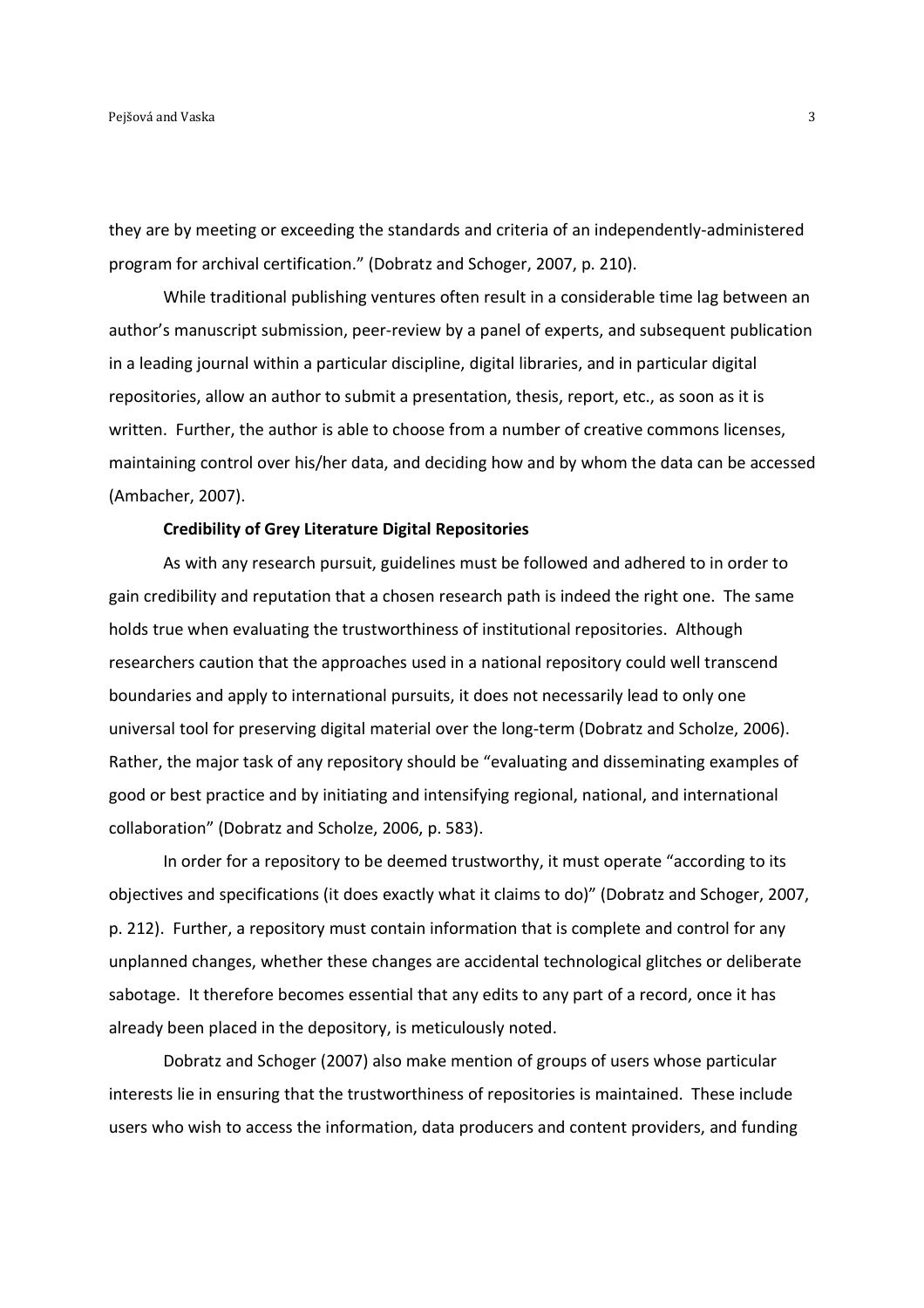they are by meeting or exceeding the standards and criteria of an independently-administered program for archival certification." (Dobratz and Schoger, 2007, p. 210).

While traditional publishing ventures often result in a considerable time lag between an author's manuscript submission, peer-review by a panel of experts, and subsequent publication in a leading journal within a particular discipline, digital libraries, and in particular digital repositories, allow an author to submit a presentation, thesis, report, etc., as soon as it is written. Further, the author is able to choose from a number of creative commons licenses, maintaining control over his/her data, and deciding how and by whom the data can be accessed (Ambacher, 2007).

**Credibility of Grey Literature Digital Repositories**

As with any research pursuit, guidelines must be followed and adhered to in order to gain credibility and reputation that a chosen research path is indeed the right one. The same holds true when evaluating the trustworthiness of institutional repositories. Although researchers caution that the approaches used in a national repository could well transcend boundaries and apply to international pursuits, it does not necessarily lead to only one universal tool for preserving digital material over the long-term (Dobratz and Scholze, 2006). Rather, the major task of any repository should be "evaluating and disseminating examples of good or best practice and by initiating and intensifying regional, national, and international collaboration" (Dobratz and Scholze, 2006, p. 583).

In order for a repository to be deemed trustworthy, it must operate "according to its objectives and specifications (it does exactly what it claims to do)" (Dobratz and Schoger, 2007, p. 212). Further, a repository must contain information that is complete and control for any unplanned changes, whether these changes are accidental technological glitches or deliberate sabotage. It therefore becomes essential that any edits to any part of a record, once it has already been placed in the depository, is meticulously noted.

Dobratz and Schoger (2007) also make mention of groups of users whose particular interests lie in ensuring that the trustworthiness of repositories is maintained. These include users who wish to access the information, data producers and content providers, and funding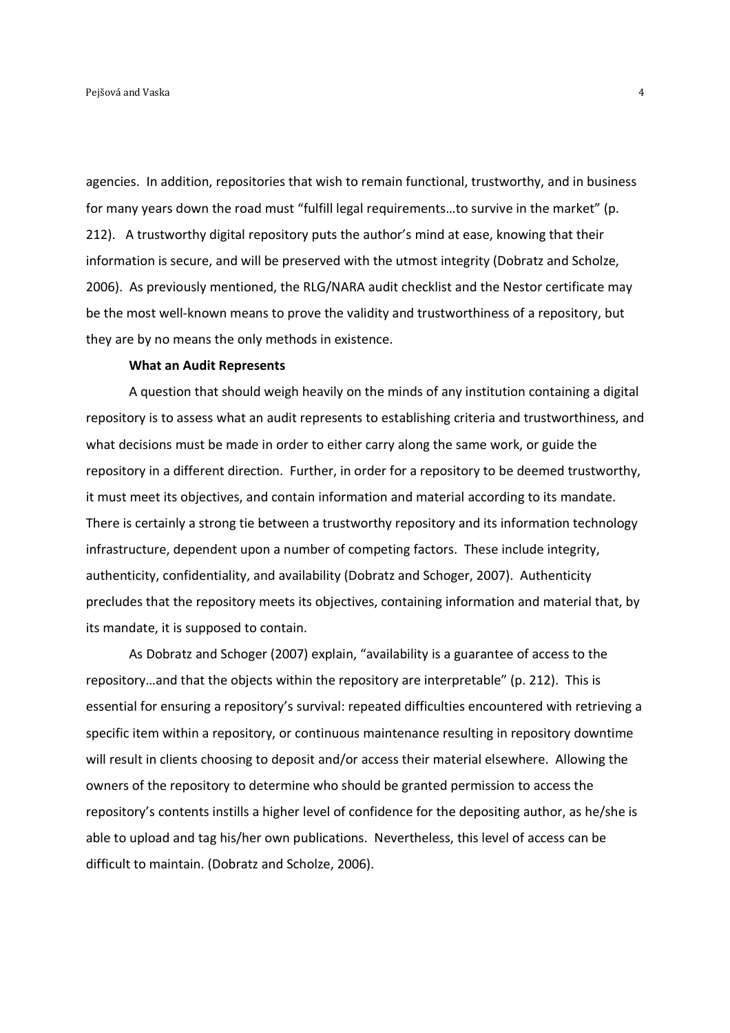agencies. In addition, repositories that wish to remain functional, trustworthy, and in business for many years down the road must "fulfill legal requirements…to survive in the market" (p. 212). A trustworthy digital repository puts the author's mind at ease, knowing that their information is secure, and will be preserved with the utmost integrity (Dobratz and Scholze, 2006). As previously mentioned, the RLG/NARA audit checklist and the Nestor certificate may be the most well-known means to prove the validity and trustworthiness of a repository, but they are by no means the only methods in existence.

**What an Audit Represents**

A question that should weigh heavily on the minds of any institution containing a digital repository is to assess what an audit represents to establishing criteria and trustworthiness, and what decisions must be made in order to either carry along the same work, or guide the repository in a different direction. Further, in order for a repository to be deemed trustworthy, it must meet its objectives, and contain information and material according to its mandate. There is certainly a strong tie between a trustworthy repository and its information technology infrastructure, dependent upon a number of competing factors. These include integrity, authenticity, confidentiality, and availability (Dobratz and Schoger, 2007). Authenticity precludes that the repository meets its objectives, containing information and material that, by its mandate, it is supposed to contain.

As Dobratz and Schoger (2007) explain, "availability is a guarantee of access to the repository…and that the objects within the repository are interpretable" (p. 212). This is essential for ensuring a repository's survival: repeated difficulties encountered with retrieving a specific item within a repository, or continuous maintenance resulting in repository downtime will result in clients choosing to deposit and/or access their material elsewhere. Allowing the owners of the repository to determine who should be granted permission to access the repository's contents instills a higher level of confidence for the depositing author, as he/she is able to upload and tag his/her own publications. Nevertheless, this level of access can be difficult to maintain. (Dobratz and Scholze, 2006).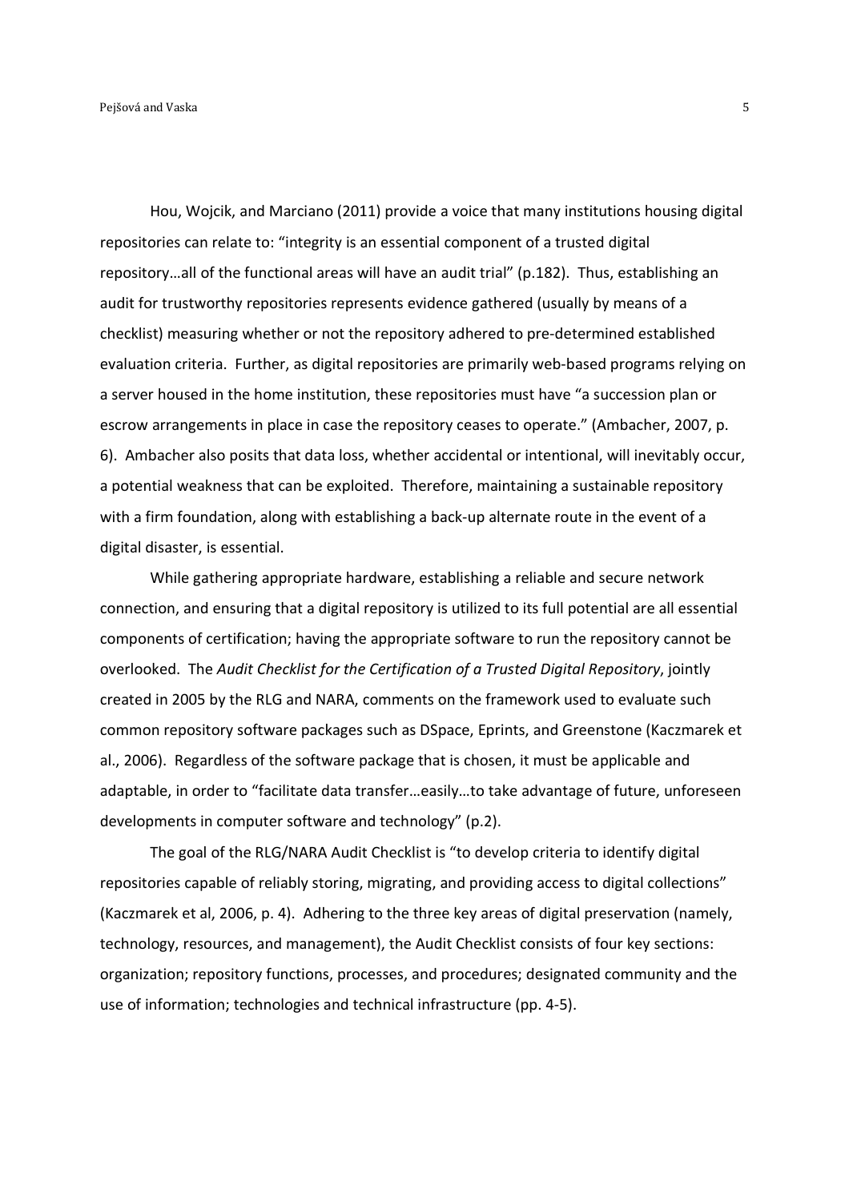Hou, Wojcik, and Marciano (2011) provide a voice that many institutions housing digital repositories can relate to: "integrity is an essential component of a trusted digital repository…all of the functional areas will have an audit trial" (p.182). Thus, establishing an audit for trustworthy repositories represents evidence gathered (usually by means of a checklist) measuring whether or not the repository adhered to pre-determined established evaluation criteria. Further, as digital repositories are primarily web-based programs relying on a server housed in the home institution, these repositories must have "a succession plan or escrow arrangements in place in case the repository ceases to operate." (Ambacher, 2007, p. 6). Ambacher also posits that data loss, whether accidental or intentional, will inevitably occur, a potential weakness that can be exploited. Therefore, maintaining a sustainable repository with a firm foundation, along with establishing a back-up alternate route in the event of a digital disaster, is essential.

While gathering appropriate hardware, establishing a reliable and secure network connection, and ensuring that a digital repository is utilized to its full potential are all essential components of certification; having the appropriate software to run the repository cannot be overlooked. The *Audit Checklist for the Certification of a Trusted Digital Repository*, jointly created in 2005 by the RLG and NARA, comments on the framework used to evaluate such common repository software packages such as DSpace, Eprints, and Greenstone (Kaczmarek et al., 2006). Regardless of the software package that is chosen, it must be applicable and adaptable, in order to "facilitate data transfer…easily…to take advantage of future, unforeseen developments in computer software and technology" (p.2).

The goal of the RLG/NARA Audit Checklist is "to develop criteria to identify digital repositories capable of reliably storing, migrating, and providing access to digital collections" (Kaczmarek et al, 2006, p. 4). Adhering to the three key areas of digital preservation (namely, technology, resources, and management), the Audit Checklist consists of four key sections: organization; repository functions, processes, and procedures; designated community and the use of information; technologies and technical infrastructure (pp. 4-5).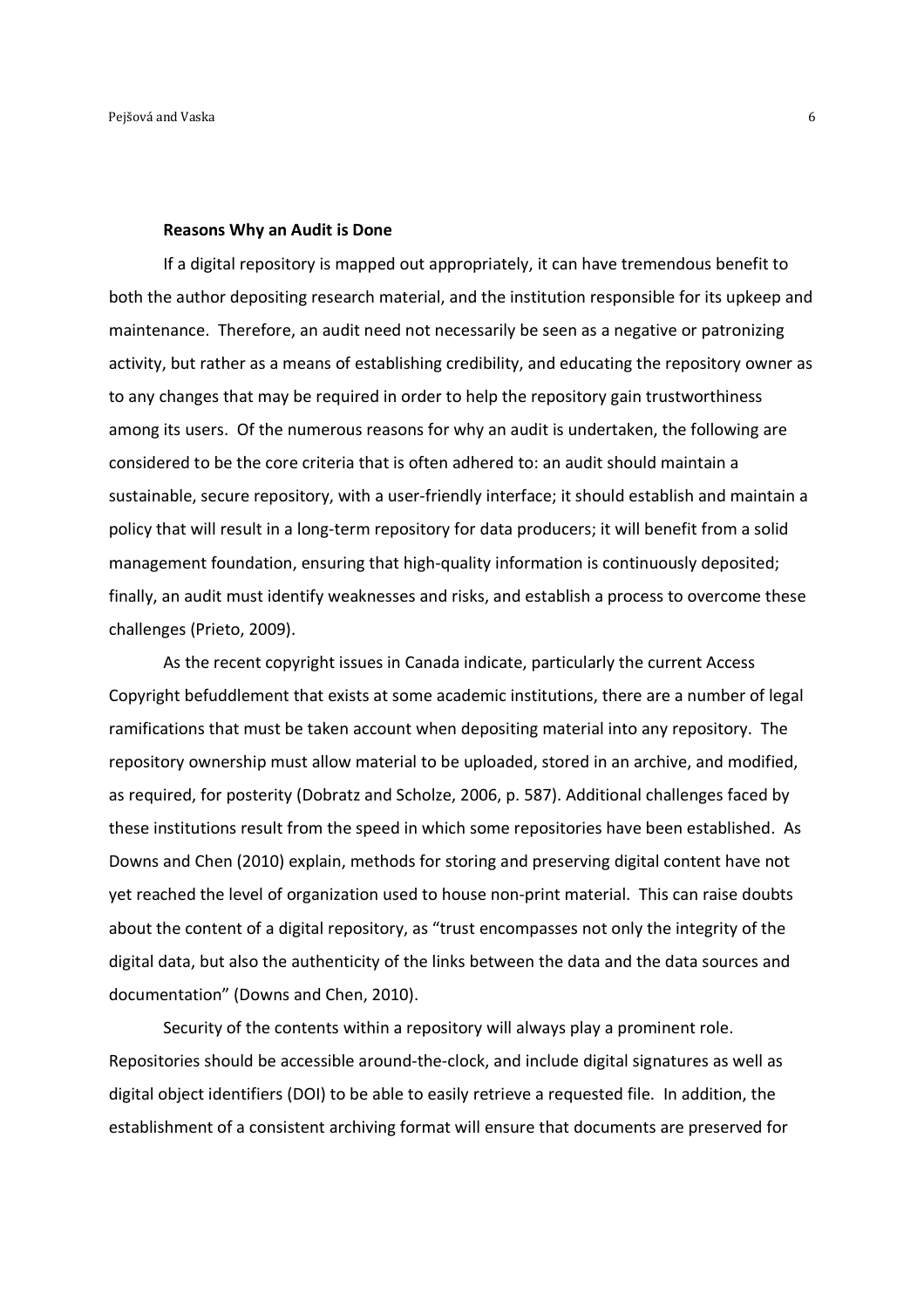**Reasons Why an Audit is Done**

If a digital repository is mapped out appropriately, it can have tremendous benefit to both the author depositing research material, and the institution responsible for its upkeep and maintenance. Therefore, an audit need not necessarily be seen as a negative or patronizing activity, but rather as a means of establishing credibility, and educating the repository owner as to any changes that may be required in order to help the repository gain trustworthiness among its users. Of the numerous reasons for why an audit is undertaken, the following are considered to be the core criteria that is often adhered to: an audit should maintain a sustainable, secure repository, with a user-friendly interface; it should establish and maintain a policy that will result in a long-term repository for data producers; it will benefit from a solid management foundation, ensuring that high-quality information is continuously deposited; finally, an audit must identify weaknesses and risks, and establish a process to overcome these challenges (Prieto, 2009).

As the recent copyright issues in Canada indicate, particularly the current Access Copyright befuddlement that exists at some academic institutions, there are a number of legal ramifications that must be taken account when depositing material into any repository. The repository ownership must allow material to be uploaded, stored in an archive, and modified, as required, for posterity (Dobratz and Scholze, 2006, p. 587). Additional challenges faced by these institutions result from the speed in which some repositories have been established. As Downs and Chen (2010) explain, methods for storing and preserving digital content have not yet reached the level of organization used to house non-print material. This can raise doubts about the content of a digital repository, as "trust encompasses not only the integrity of the digital data, but also the authenticity of the links between the data and the data sources and documentation" (Downs and Chen, 2010).

Security of the contents within a repository will always play a prominent role. Repositories should be accessible around-the-clock, and include digital signatures as well as digital object identifiers (DOI) to be able to easily retrieve a requested file. In addition, the establishment of a consistent archiving format will ensure that documents are preserved for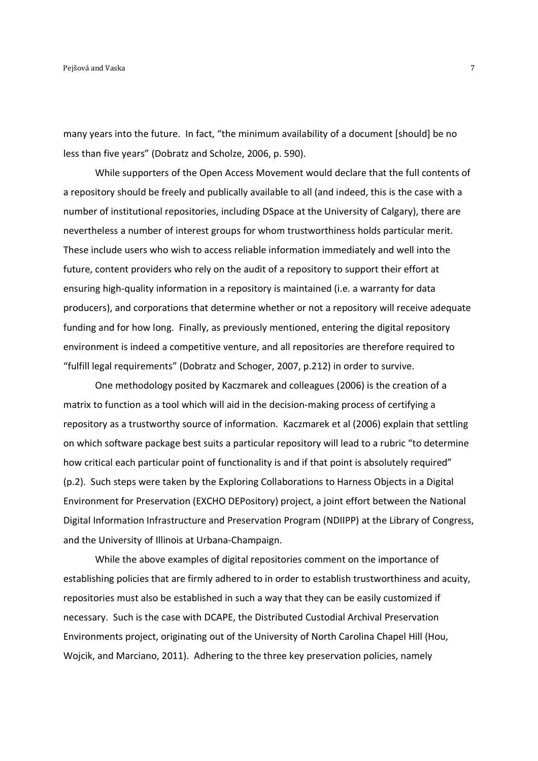many years into the future. In fact, "the minimum availability of a document [should] be no less than five years" (Dobratz and Scholze, 2006, p. 590).

While supporters of the Open Access Movement would declare that the full contents of a repository should be freely and publically available to all (and indeed, this is the case with a number of institutional repositories, including DSpace at the University of Calgary), there are nevertheless a number of interest groups for whom trustworthiness holds particular merit. These include users who wish to access reliable information immediately and well into the future, content providers who rely on the audit of a repository to support their effort at ensuring high-quality information in a repository is maintained (i.e. a warranty for data producers), and corporations that determine whether or not a repository will receive adequate funding and for how long. Finally, as previously mentioned, entering the digital repository environment is indeed a competitive venture, and all repositories are therefore required to "fulfill legal requirements" (Dobratz and Schoger, 2007, p.212) in order to survive.

One methodology posited by Kaczmarek and colleagues (2006) is the creation of a matrix to function as a tool which will aid in the decision-making process of certifying a repository as a trustworthy source of information. Kaczmarek et al (2006) explain that settling on which software package best suits a particular repository will lead to a rubric "to determine how critical each particular point of functionality is and if that point is absolutely required" (p.2). Such steps were taken by the Exploring Collaborations to Harness Objects in a Digital Environment for Preservation (EXCHO DEPository) project, a joint effort between the National Digital Information Infrastructure and Preservation Program (NDIIPP) at the Library of Congress, and the University of Illinois at Urbana-Champaign.

While the above examples of digital repositories comment on the importance of establishing policies that are firmly adhered to in order to establish trustworthiness and acuity, repositories must also be established in such a way that they can be easily customized if necessary. Such is the case with DCAPE, the Distributed Custodial Archival Preservation Environments project, originating out of the University of North Carolina Chapel Hill (Hou, Wojcik, and Marciano, 2011). Adhering to the three key preservation policies, namely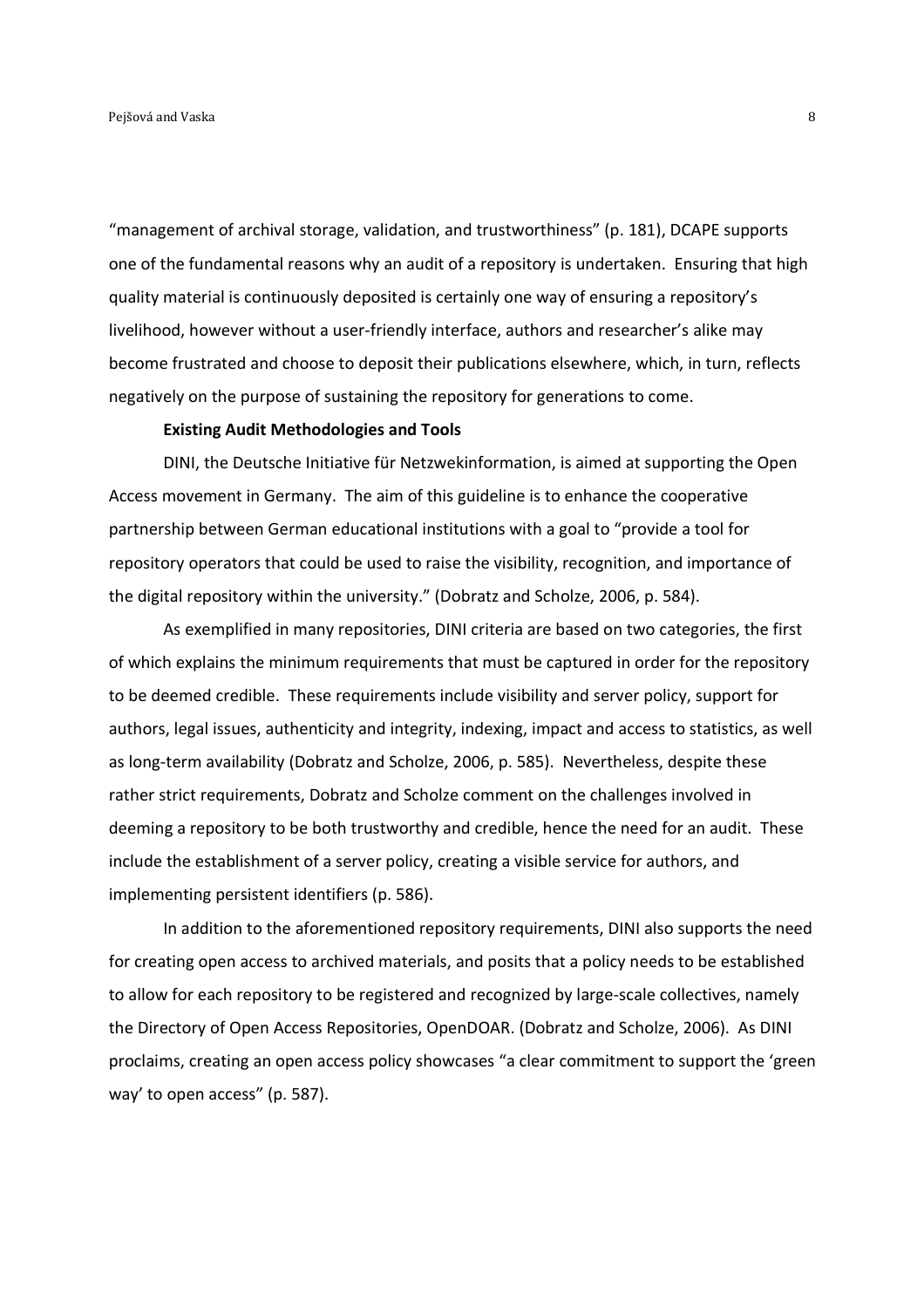"management of archival storage, validation, and trustworthiness" (p. 181), DCAPE supports one of the fundamental reasons why an audit of a repository is undertaken. Ensuring that high quality material is continuously deposited is certainly one way of ensuring a repository's livelihood, however without a user-friendly interface, authors and researcher's alike may become frustrated and choose to deposit their publications elsewhere, which, in turn, reflects negatively on the purpose of sustaining the repository for generations to come.

**Existing Audit Methodologies and Tools**

DINI, the Deutsche Initiative für Netzwekinformation, is aimed at supporting the Open Access movement in Germany. The aim of this guideline is to enhance the cooperative partnership between German educational institutions with a goal to "provide a tool for repository operators that could be used to raise the visibility, recognition, and importance of the digital repository within the university." (Dobratz and Scholze, 2006, p. 584).

As exemplified in many repositories, DINI criteria are based on two categories, the first of which explains the minimum requirements that must be captured in order for the repository to be deemed credible. These requirements include visibility and server policy, support for authors, legal issues, authenticity and integrity, indexing, impact and access to statistics, as well as long-term availability (Dobratz and Scholze, 2006, p. 585). Nevertheless, despite these rather strict requirements, Dobratz and Scholze comment on the challenges involved in deeming a repository to be both trustworthy and credible, hence the need for an audit. These include the establishment of a server policy, creating a visible service for authors, and implementing persistent identifiers (p. 586).

In addition to the aforementioned repository requirements, DINI also supports the need for creating open access to archived materials, and posits that a policy needs to be established to allow for each repository to be registered and recognized by large-scale collectives, namely the Directory of Open Access Repositories, OpenDOAR. (Dobratz and Scholze, 2006). As DINI proclaims, creating an open access policy showcases "a clear commitment to support the 'green way' to open access" (p. 587).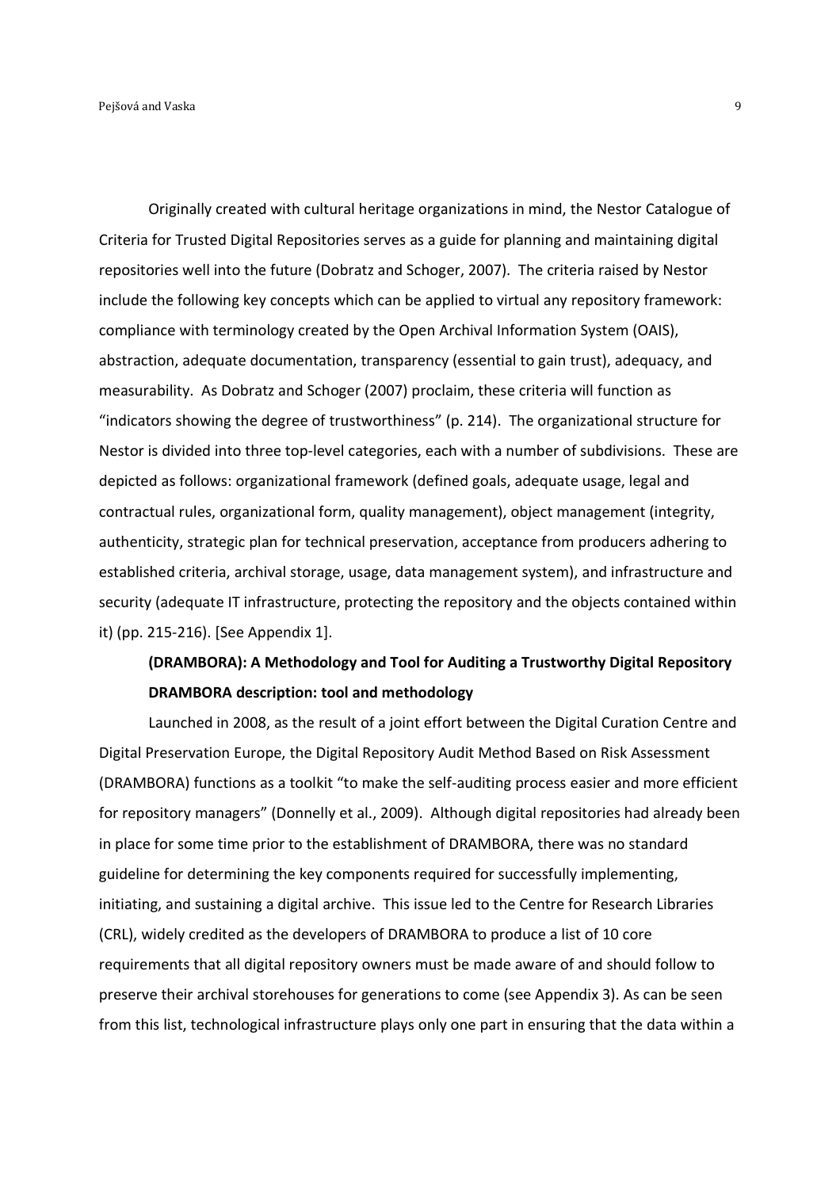Originally created with cultural heritage organizations in mind, the Nestor Catalogue of Criteria for Trusted Digital Repositories serves as a guide for planning and maintaining digital repositories well into the future (Dobratz and Schoger, 2007). The criteria raised by Nestor include the following key concepts which can be applied to virtual any repository framework: compliance with terminology created by the Open Archival Information System (OAIS), abstraction, adequate documentation, transparency (essential to gain trust), adequacy, and measurability. As Dobratz and Schoger (2007) proclaim, these criteria will function as "indicators showing the degree of trustworthiness" (p. 214). The organizational structure for Nestor is divided into three top-level categories, each with a number of subdivisions. These are depicted as follows: organizational framework (defined goals, adequate usage, legal and contractual rules, organizational form, quality management), object management (integrity, authenticity, strategic plan for technical preservation, acceptance from producers adhering to established criteria, archival storage, usage, data management system), and infrastructure and security (adequate IT infrastructure, protecting the repository and the objects contained within it) (pp. 215-216). [See Appendix 1].

## (DRAMBORA): A Methodology and Tool for Auditing a Trustworthy Digital Repository

### DRAMBORA description: tool and methodology

Launched in 2008, as the result of a joint effort between the Digital Curation Centre and Digital Preservation Europe, the Digital Repository Audit Method Based on Risk Assessment (DRAMBORA) functions as a toolkit "to make the self-auditing process easier and more efficient for repository managers" (Donnelly et al., 2009). Although digital repositories had already been in place for some time prior to the establishment of DRAMBORA, there was no standard guideline for determining the key components required for successfully implementing, initiating, and sustaining a digital archive. This issue led to the Centre for Research Libraries (CRL), widely credited as the developers of DRAMBORA to produce a list of 10 core requirements that all digital repository owners must be made aware of and should follow to preserve their archival storehouses for generations to come (see Appendix 3). As can be seen from this list, technological infrastructure plays only one part in ensuring that the data within a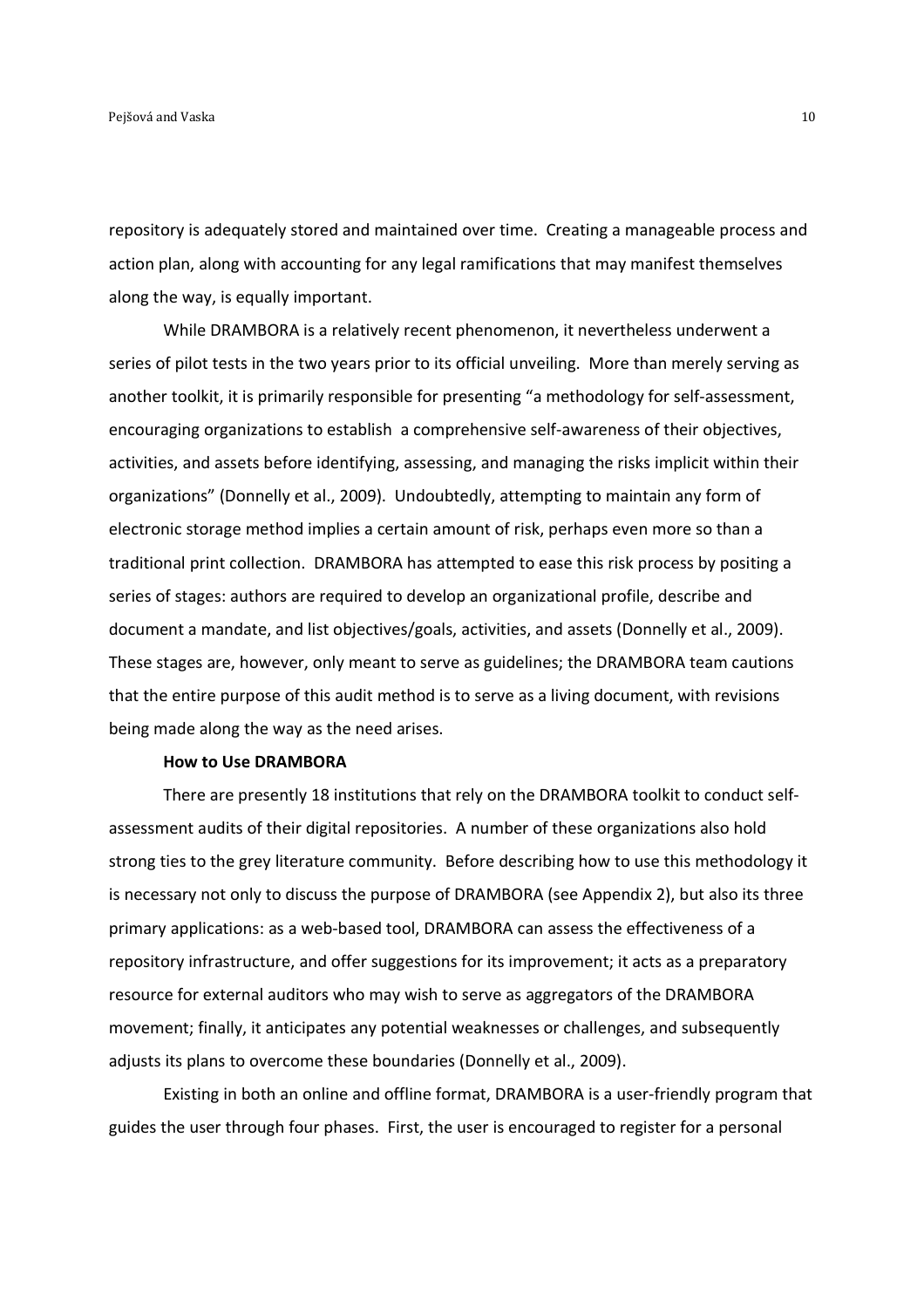repository is adequately stored and maintained over time. Creating a manageable process and action plan, along with accounting for any legal ramifications that may manifest themselves along the way, is equally important.

While DRAMBORA is a relatively recent phenomenon, it nevertheless underwent a series of pilot tests in the two years prior to its official unveiling. More than merely serving as another toolkit, it is primarily responsible for presenting "a methodology for self-assessment, encouraging organizations to establish a comprehensive self-awareness of their objectives, activities, and assets before identifying, assessing, and managing the risks implicit within their organizations" (Donnelly et al., 2009). Undoubtedly, attempting to maintain any form of electronic storage method implies a certain amount of risk, perhaps even more so than a traditional print collection. DRAMBORA has attempted to ease this risk process by positing a series of stages: authors are required to develop an organizational profile, describe and document a mandate, and list objectives/goals, activities, and assets (Donnelly et al., 2009). These stages are, however, only meant to serve as guidelines; the DRAMBORA team cautions that the entire purpose of this audit method is to serve as a living document, with revisions being made along the way as the need arises.

**How to Use DRAMBORA**

There are presently 18 institutions that rely on the DRAMBORA toolkit to conduct self-assessment audits of their digital repositories. A number of these organizations also hold strong ties to the grey literature community. Before describing how to use this methodology it is necessary not only to discuss the purpose of DRAMBORA (see Appendix 2), but also its three primary applications: as a web-based tool, DRAMBORA can assess the effectiveness of a repository infrastructure, and offer suggestions for its improvement; it acts as a preparatory resource for external auditors who may wish to serve as aggregators of the DRAMBORA movement; finally, it anticipates any potential weaknesses or challenges, and subsequently adjusts its plans to overcome these boundaries (Donnelly et al., 2009).

Existing in both an online and offline format, DRAMBORA is a user-friendly program that guides the user through four phases. First, the user is encouraged to register for a personal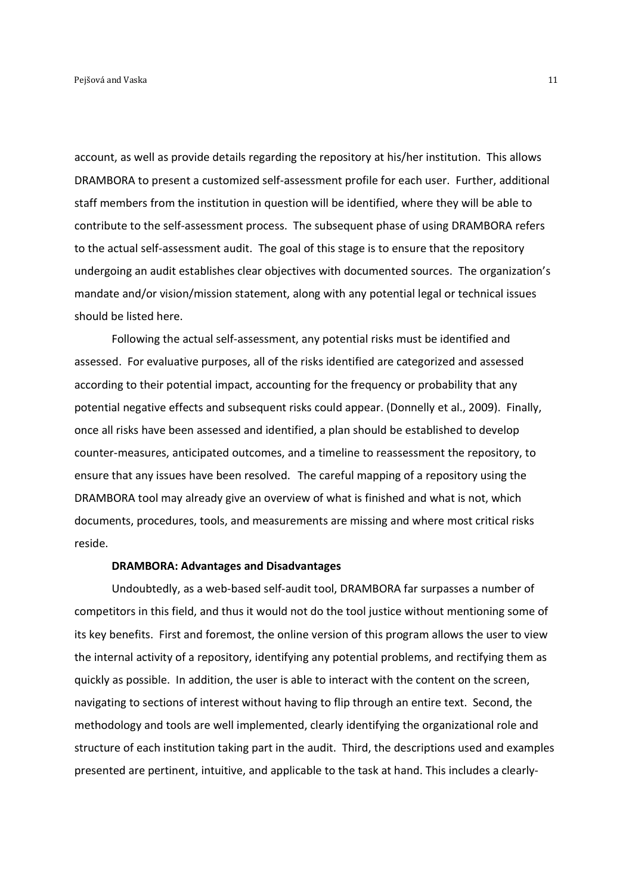account, as well as provide details regarding the repository at his/her institution. This allows DRAMBORA to present a customized self-assessment profile for each user. Further, additional staff members from the institution in question will be identified, where they will be able to contribute to the self-assessment process. The subsequent phase of using DRAMBORA refers to the actual self-assessment audit. The goal of this stage is to ensure that the repository undergoing an audit establishes clear objectives with documented sources. The organization's mandate and/or vision/mission statement, along with any potential legal or technical issues should be listed here.

Following the actual self-assessment, any potential risks must be identified and assessed. For evaluative purposes, all of the risks identified are categorized and assessed according to their potential impact, accounting for the frequency or probability that any potential negative effects and subsequent risks could appear. (Donnelly et al., 2009). Finally, once all risks have been assessed and identified, a plan should be established to develop counter-measures, anticipated outcomes, and a timeline to reassessment the repository, to ensure that any issues have been resolved. The careful mapping of a repository using the DRAMBORA tool may already give an overview of what is finished and what is not, which documents, procedures, tools, and measurements are missing and where most critical risks reside.

**DRAMBORA: Advantages and Disadvantages**

Undoubtedly, as a web-based self-audit tool, DRAMBORA far surpasses a number of competitors in this field, and thus it would not do the tool justice without mentioning some of its key benefits. First and foremost, the online version of this program allows the user to view the internal activity of a repository, identifying any potential problems, and rectifying them as quickly as possible. In addition, the user is able to interact with the content on the screen, navigating to sections of interest without having to flip through an entire text. Second, the methodology and tools are well implemented, clearly identifying the organizational role and structure of each institution taking part in the audit. Third, the descriptions used and examples presented are pertinent, intuitive, and applicable to the task at hand. This includes a clearly-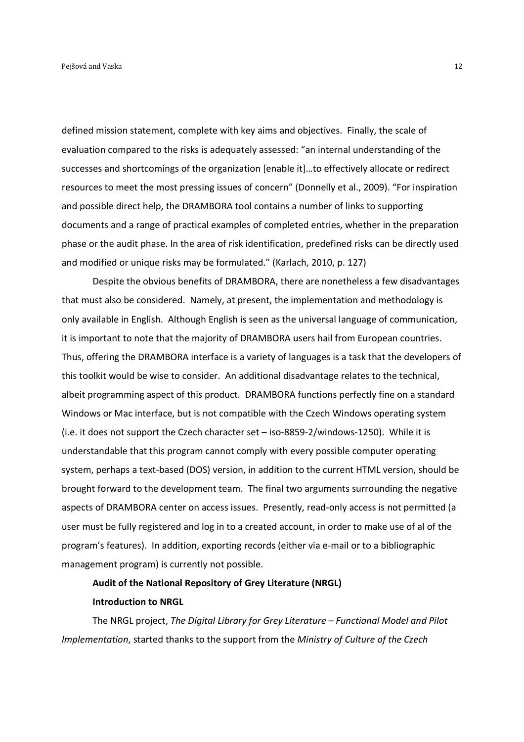defined mission statement, complete with key aims and objectives. Finally, the scale of evaluation compared to the risks is adequately assessed: "an internal understanding of the successes and shortcomings of the organization [enable it]…to effectively allocate or redirect resources to meet the most pressing issues of concern" (Donnelly et al., 2009). "For inspiration and possible direct help, the DRAMBORA tool contains a number of links to supporting documents and a range of practical examples of completed entries, whether in the preparation phase or the audit phase. In the area of risk identification, predefined risks can be directly used and modified or unique risks may be formulated." (Karlach, 2010, p. 127)

Despite the obvious benefits of DRAMBORA, there are nonetheless a few disadvantages that must also be considered. Namely, at present, the implementation and methodology is only available in English. Although English is seen as the universal language of communication, it is important to note that the majority of DRAMBORA users hail from European countries. Thus, offering the DRAMBORA interface is a variety of languages is a task that the developers of this toolkit would be wise to consider. An additional disadvantage relates to the technical, albeit programming aspect of this product. DRAMBORA functions perfectly fine on a standard Windows or Mac interface, but is not compatible with the Czech Windows operating system (i.e. it does not support the Czech character set – iso-8859-2/windows-1250). While it is understandable that this program cannot comply with every possible computer operating system, perhaps a text-based (DOS) version, in addition to the current HTML version, should be brought forward to the development team. The final two arguments surrounding the negative aspects of DRAMBORA center on access issues. Presently, read-only access is not permitted (a user must be fully registered and log in to a created account, in order to make use of al of the program's features). In addition, exporting records (either via e-mail or to a bibliographic management program) is currently not possible.

## Audit of the National Repository of Grey Literature (NRGL)

### Introduction to NRGL

The NRGL project, *The Digital Library for Grey Literature – Functional Model and Pilot Implementation*, started thanks to the support from the *Ministry of Culture of the Czech*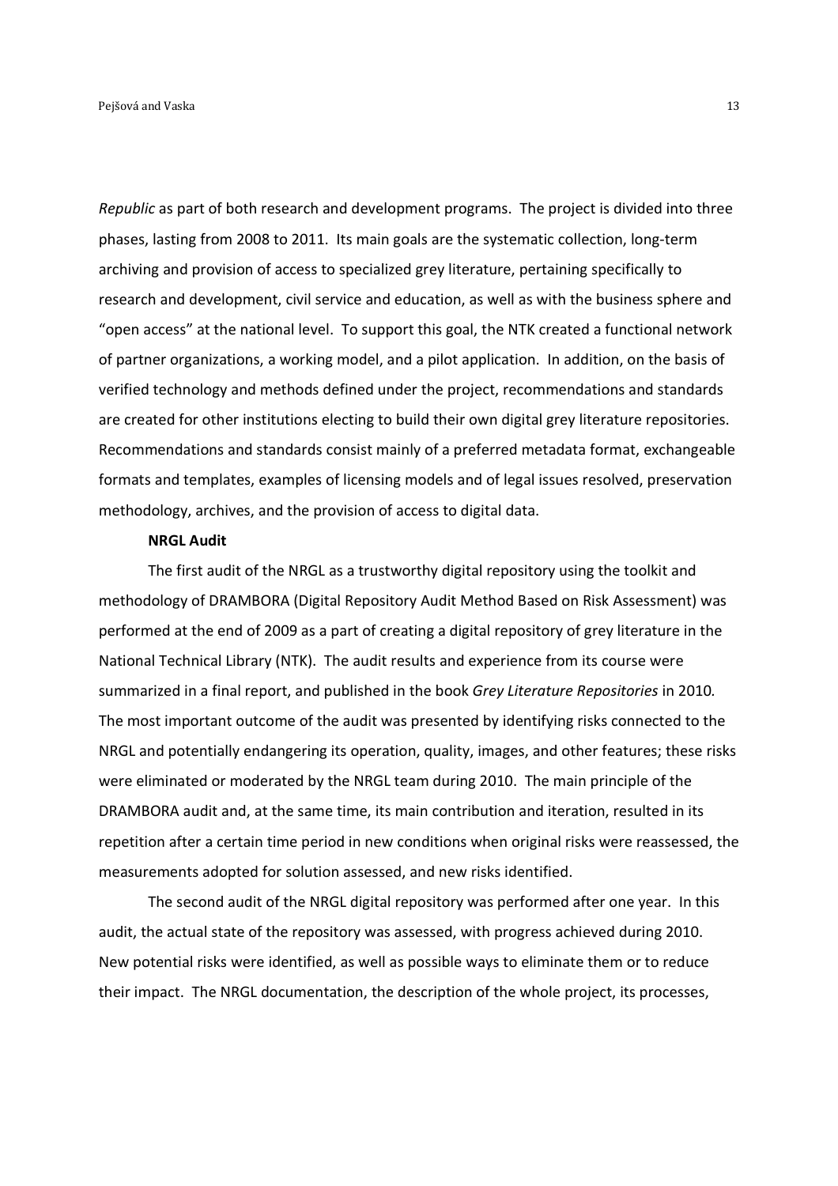*Republic* as part of both research and development programs. The project is divided into three phases, lasting from 2008 to 2011. Its main goals are the systematic collection, long-term archiving and provision of access to specialized grey literature, pertaining specifically to research and development, civil service and education, as well as with the business sphere and "open access" at the national level. To support this goal, the NTK created a functional network of partner organizations, a working model, and a pilot application. In addition, on the basis of verified technology and methods defined under the project, recommendations and standards are created for other institutions electing to build their own digital grey literature repositories. Recommendations and standards consist mainly of a preferred metadata format, exchangeable formats and templates, examples of licensing models and of legal issues resolved, preservation methodology, archives, and the provision of access to digital data.

**NRGL Audit**

The first audit of the NRGL as a trustworthy digital repository using the toolkit and methodology of DRAMBORA (Digital Repository Audit Method Based on Risk Assessment) was performed at the end of 2009 as a part of creating a digital repository of grey literature in the National Technical Library (NTK). The audit results and experience from its course were summarized in a final report, and published in the book *Grey Literature Repositories* in 2010. The most important outcome of the audit was presented by identifying risks connected to the NRGL and potentially endangering its operation, quality, images, and other features; these risks were eliminated or moderated by the NRGL team during 2010. The main principle of the DRAMBORA audit and, at the same time, its main contribution and iteration, resulted in its repetition after a certain time period in new conditions when original risks were reassessed, the measurements adopted for solution assessed, and new risks identified.

The second audit of the NRGL digital repository was performed after one year. In this audit, the actual state of the repository was assessed, with progress achieved during 2010. New potential risks were identified, as well as possible ways to eliminate them or to reduce their impact. The NRGL documentation, the description of the whole project, its processes,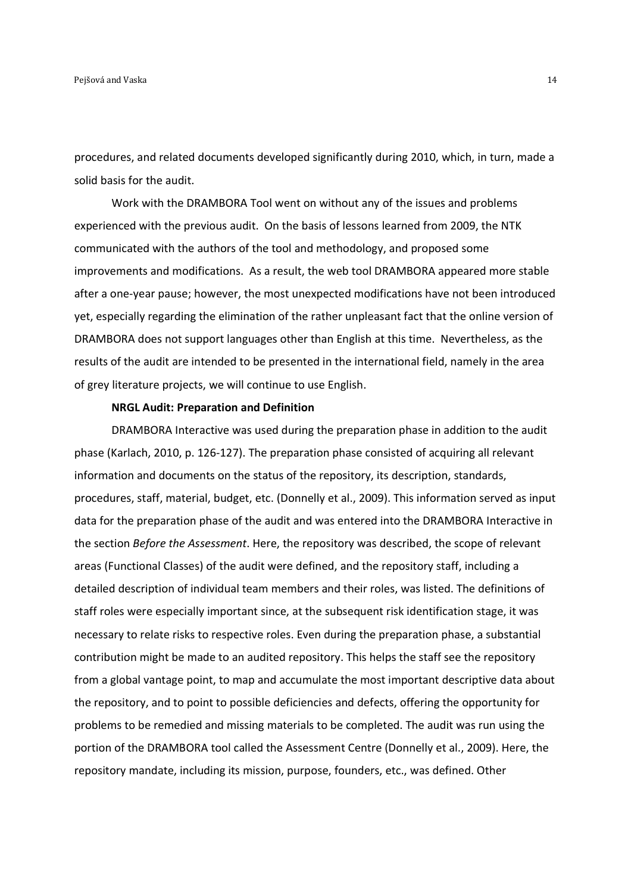procedures, and related documents developed significantly during 2010, which, in turn, made a solid basis for the audit.

Work with the DRAMBORA Tool went on without any of the issues and problems experienced with the previous audit. On the basis of lessons learned from 2009, the NTK communicated with the authors of the tool and methodology, and proposed some improvements and modifications. As a result, the web tool DRAMBORA appeared more stable after a one-year pause; however, the most unexpected modifications have not been introduced yet, especially regarding the elimination of the rather unpleasant fact that the online version of DRAMBORA does not support languages other than English at this time. Nevertheless, as the results of the audit are intended to be presented in the international field, namely in the area of grey literature projects, we will continue to use English.

**NRGL Audit: Preparation and Definition**

DRAMBORA Interactive was used during the preparation phase in addition to the audit phase (Karlach, 2010, p. 126-127). The preparation phase consisted of acquiring all relevant information and documents on the status of the repository, its description, standards, procedures, staff, material, budget, etc. (Donnelly et al., 2009). This information served as input data for the preparation phase of the audit and was entered into the DRAMBORA Interactive in the section *Before the Assessment*. Here, the repository was described, the scope of relevant areas (Functional Classes) of the audit were defined, and the repository staff, including a detailed description of individual team members and their roles, was listed. The definitions of staff roles were especially important since, at the subsequent risk identification stage, it was necessary to relate risks to respective roles. Even during the preparation phase, a substantial contribution might be made to an audited repository. This helps the staff see the repository from a global vantage point, to map and accumulate the most important descriptive data about the repository, and to point to possible deficiencies and defects, offering the opportunity for problems to be remedied and missing materials to be completed. The audit was run using the portion of the DRAMBORA tool called the Assessment Centre (Donnelly et al., 2009). Here, the repository mandate, including its mission, purpose, founders, etc., was defined. Other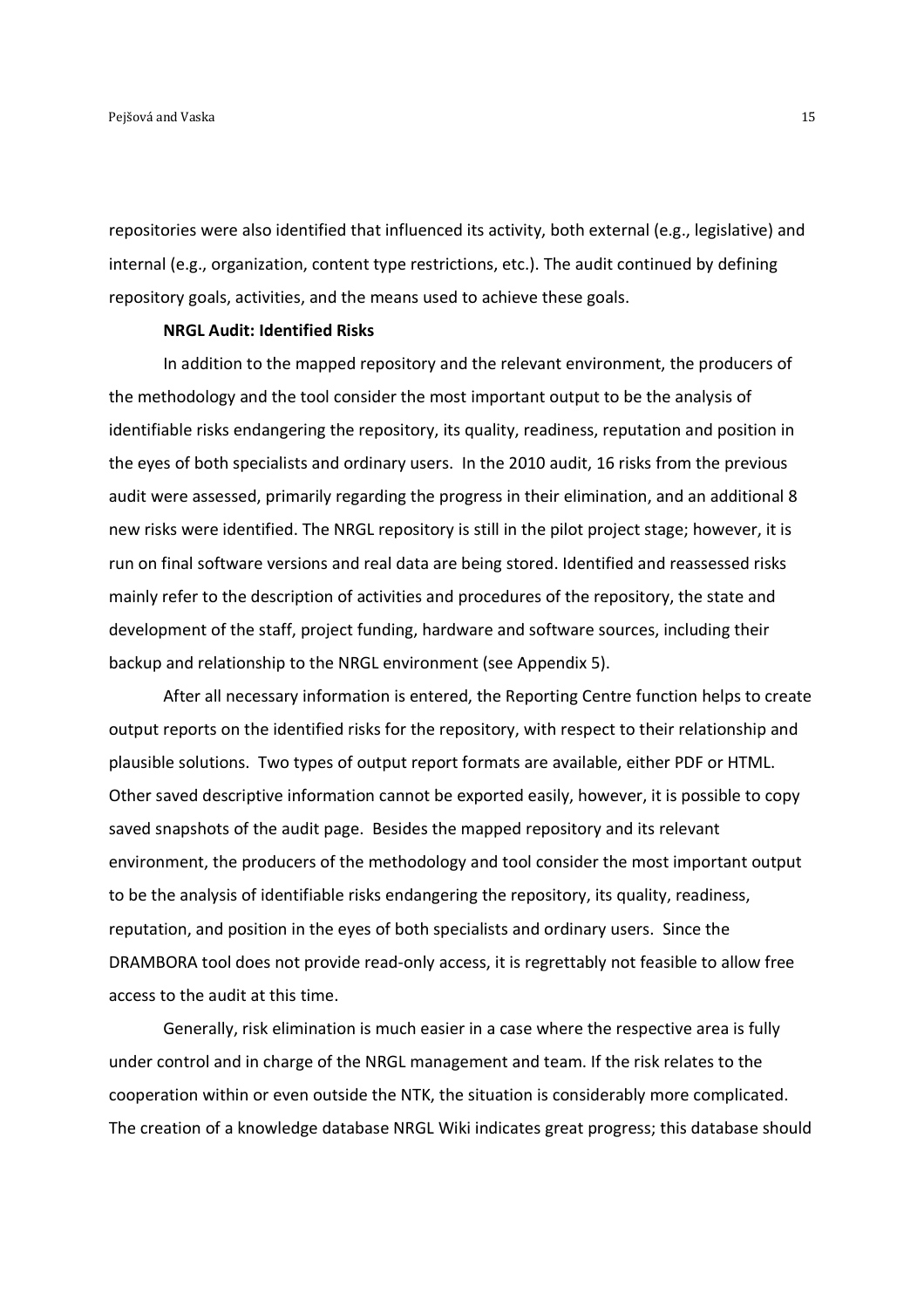repositories were also identified that influenced its activity, both external (e.g., legislative) and internal (e.g., organization, content type restrictions, etc.). The audit continued by defining repository goals, activities, and the means used to achieve these goals.

**NRGL Audit: Identified Risks**

In addition to the mapped repository and the relevant environment, the producers of the methodology and the tool consider the most important output to be the analysis of identifiable risks endangering the repository, its quality, readiness, reputation and position in the eyes of both specialists and ordinary users. In the 2010 audit, 16 risks from the previous audit were assessed, primarily regarding the progress in their elimination, and an additional 8 new risks were identified. The NRGL repository is still in the pilot project stage; however, it is run on final software versions and real data are being stored. Identified and reassessed risks mainly refer to the description of activities and procedures of the repository, the state and development of the staff, project funding, hardware and software sources, including their backup and relationship to the NRGL environment (see Appendix 5).

After all necessary information is entered, the Reporting Centre function helps to create output reports on the identified risks for the repository, with respect to their relationship and plausible solutions. Two types of output report formats are available, either PDF or HTML. Other saved descriptive information cannot be exported easily, however, it is possible to copy saved snapshots of the audit page. Besides the mapped repository and its relevant environment, the producers of the methodology and tool consider the most important output to be the analysis of identifiable risks endangering the repository, its quality, readiness, reputation, and position in the eyes of both specialists and ordinary users. Since the DRAMBORA tool does not provide read-only access, it is regrettably not feasible to allow free access to the audit at this time.

Generally, risk elimination is much easier in a case where the respective area is fully under control and in charge of the NRGL management and team. If the risk relates to the cooperation within or even outside the NTK, the situation is considerably more complicated. The creation of a knowledge database NRGL Wiki indicates great progress; this database should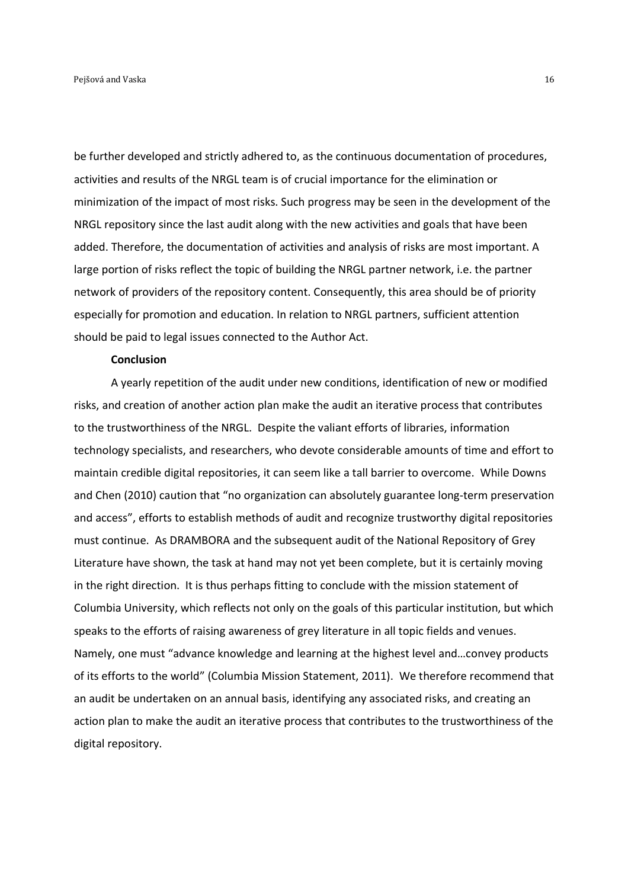be further developed and strictly adhered to, as the continuous documentation of procedures, activities and results of the NRGL team is of crucial importance for the elimination or minimization of the impact of most risks. Such progress may be seen in the development of the NRGL repository since the last audit along with the new activities and goals that have been added. Therefore, the documentation of activities and analysis of risks are most important. A large portion of risks reflect the topic of building the NRGL partner network, i.e. the partner network of providers of the repository content. Consequently, this area should be of priority especially for promotion and education. In relation to NRGL partners, sufficient attention should be paid to legal issues connected to the Author Act.

**Conclusion**

A yearly repetition of the audit under new conditions, identification of new or modified risks, and creation of another action plan make the audit an iterative process that contributes to the trustworthiness of the NRGL. Despite the valiant efforts of libraries, information technology specialists, and researchers, who devote considerable amounts of time and effort to maintain credible digital repositories, it can seem like a tall barrier to overcome. While Downs and Chen (2010) caution that "no organization can absolutely guarantee long-term preservation and access", efforts to establish methods of audit and recognize trustworthy digital repositories must continue. As DRAMBORA and the subsequent audit of the National Repository of Grey Literature have shown, the task at hand may not yet been complete, but it is certainly moving in the right direction. It is thus perhaps fitting to conclude with the mission statement of Columbia University, which reflects not only on the goals of this particular institution, but which speaks to the efforts of raising awareness of grey literature in all topic fields and venues. Namely, one must "advance knowledge and learning at the highest level and…convey products of its efforts to the world" (Columbia Mission Statement, 2011). We therefore recommend that an audit be undertaken on an annual basis, identifying any associated risks, and creating an action plan to make the audit an iterative process that contributes to the trustworthiness of the digital repository.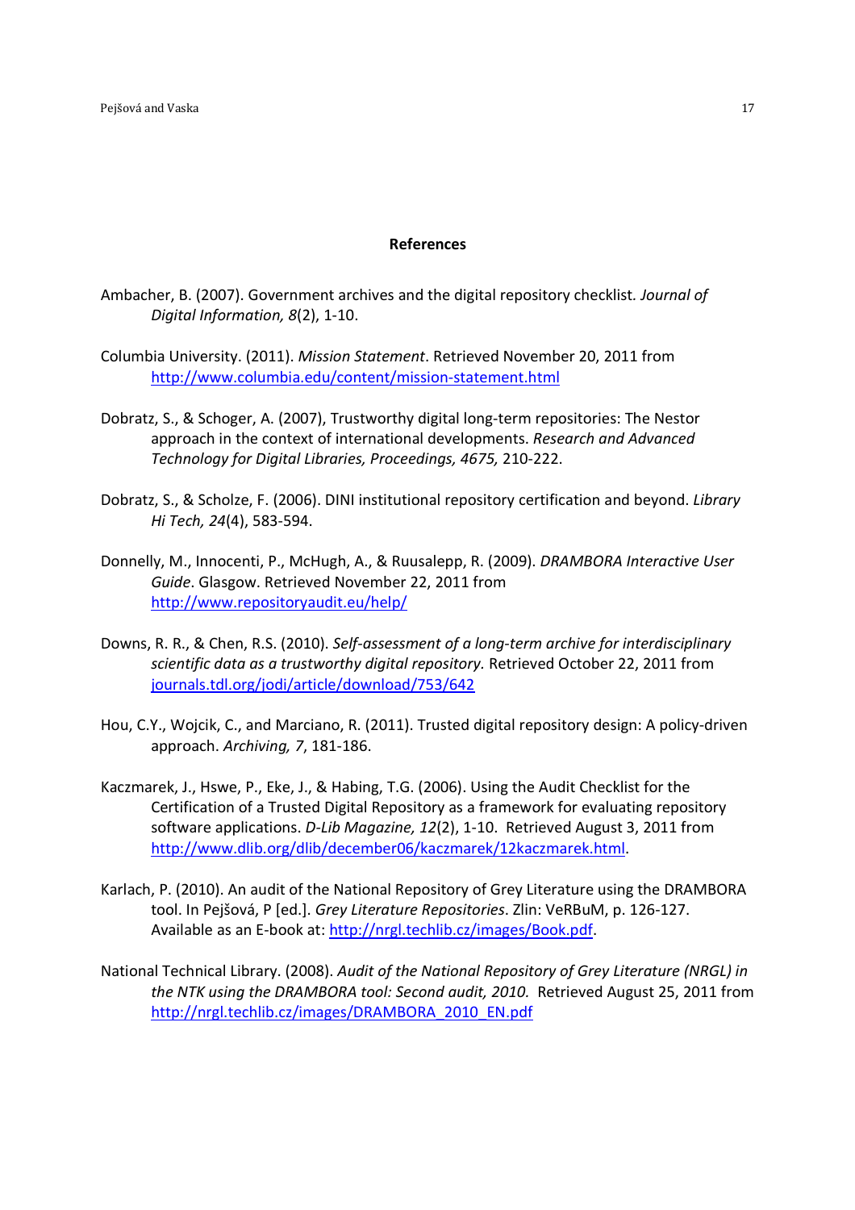## References

Ambacher, B. (2007). Government archives and the digital repository checklist. *Journal of Digital Information, 8*(2), 1-10.

Columbia University. (2011). *Mission Statement*. Retrieved November 20, 2011 from http://www.columbia.edu/content/mission-statement.html

Dobratz, S., & Schoger, A. (2007), Trustworthy digital long-term repositories: The Nestor approach in the context of international developments. *Research and Advanced Technology for Digital Libraries, Proceedings, 4675,* 210-222.

Dobratz, S., & Scholze, F. (2006). DINI institutional repository certification and beyond. *Library Hi Tech, 24*(4), 583-594.

Donnelly, M., Innocenti, P., McHugh, A., & Ruusalepp, R. (2009). *DRAMBORA Interactive User Guide*. Glasgow. Retrieved November 22, 2011 from http://www.repositoryaudit.eu/help/

Downs, R. R., & Chen, R.S. (2010). *Self-assessment of a long-term archive for interdisciplinary scientific data as a trustworthy digital repository.* Retrieved October 22, 2011 from journals.tdl.org/jodi/article/download/753/642

Hou, C.Y., Wojcik, C., and Marciano, R. (2011). Trusted digital repository design: A policy-driven approach. *Archiving, 7*, 181-186.

Kaczmarek, J., Hswe, P., Eke, J., & Habing, T.G. (2006). Using the Audit Checklist for the Certification of a Trusted Digital Repository as a framework for evaluating repository software applications. *D-Lib Magazine, 12*(2), 1-10. Retrieved August 3, 2011 from http://www.dlib.org/dlib/december06/kaczmarek/12kaczmarek.html.

Karlach, P. (2010). An audit of the National Repository of Grey Literature using the DRAMBORA tool. In Pejšová, P [ed.]. *Grey Literature Repositories*. Zlin: VeRBuM, p. 126-127. Available as an E-book at: http://nrgl.techlib.cz/images/Book.pdf.

National Technical Library. (2008). *Audit of the National Repository of Grey Literature (NRGL) in the NTK using the DRAMBORA tool: Second audit, 2010.* Retrieved August 25, 2011 from http://nrgl.techlib.cz/images/DRAMBORA_2010_EN.pdf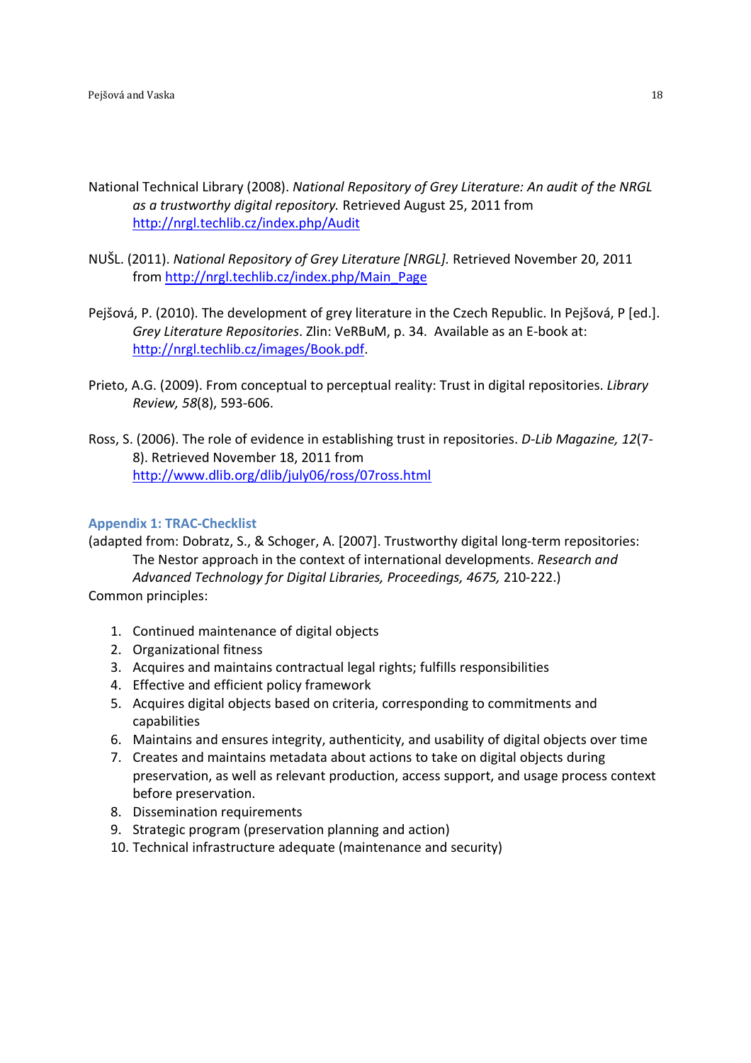National Technical Library (2008). *National Repository of Grey Literature: An audit of the NRGL as a trustworthy digital repository.* Retrieved August 25, 2011 from http://nrgl.techlib.cz/index.php/Audit

NUŠL. (2011). *National Repository of Grey Literature [NRGL].* Retrieved November 20, 2011 from http://nrgl.techlib.cz/index.php/Main_Page

Pejšová, P. (2010). The development of grey literature in the Czech Republic. In Pejšová, P [ed.]. *Grey Literature Repositories*. Zlin: VeRBuM, p. 34. Available as an E-book at: http://nrgl.techlib.cz/images/Book.pdf.

Prieto, A.G. (2009). From conceptual to perceptual reality: Trust in digital repositories. *Library Review, 58*(8), 593-606.

Ross, S. (2006). The role of evidence in establishing trust in repositories. *D-Lib Magazine, 12*(7-8). Retrieved November 18, 2011 from http://www.dlib.org/dlib/july06/ross/07ross.html

## Appendix 1: TRAC-Checklist

(adapted from: Dobratz, S., & Schoger, A. [2007]. Trustworthy digital long-term repositories: The Nestor approach in the context of international developments. *Research and Advanced Technology for Digital Libraries, Proceedings, 4675,* 210-222.)

Common principles:

1. Continued maintenance of digital objects
2. Organizational fitness
3. Acquires and maintains contractual legal rights; fulfills responsibilities
4. Effective and efficient policy framework
5. Acquires digital objects based on criteria, corresponding to commitments and capabilities
6. Maintains and ensures integrity, authenticity, and usability of digital objects over time
7. Creates and maintains metadata about actions to take on digital objects during preservation, as well as relevant production, access support, and usage process context before preservation.
8. Dissemination requirements
9. Strategic program (preservation planning and action)
10. Technical infrastructure adequate (maintenance and security)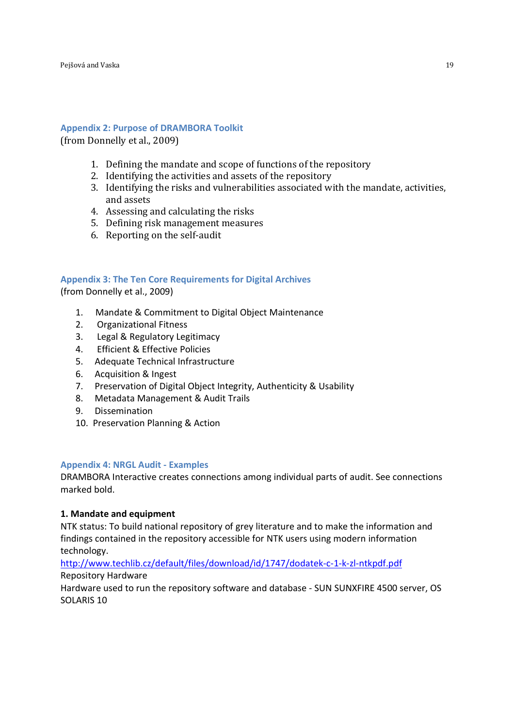## Appendix 2: Purpose of DRAMBORA Toolkit

(from Donnelly et al., 2009)

1. Defining the mandate and scope of functions of the repository
2. Identifying the activities and assets of the repository
3. Identifying the risks and vulnerabilities associated with the mandate, activities, and assets
4. Assessing and calculating the risks
5. Defining risk management measures
6. Reporting on the self-audit

## Appendix 3: The Ten Core Requirements for Digital Archives

(from Donnelly et al., 2009)

1. Mandate & Commitment to Digital Object Maintenance
2. Organizational Fitness
3. Legal & Regulatory Legitimacy
4. Efficient & Effective Policies
5. Adequate Technical Infrastructure
6. Acquisition & Ingest
7. Preservation of Digital Object Integrity, Authenticity & Usability
8. Metadata Management & Audit Trails
9. Dissemination
10. Preservation Planning & Action

## Appendix 4: NRGL Audit - Examples

DRAMBORA Interactive creates connections among individual parts of audit. See connections marked bold.

**1. Mandate and equipment**

NTK status: To build national repository of grey literature and to make the information and findings contained in the repository accessible for NTK users using modern information technology.

http://www.techlib.cz/default/files/download/id/1747/dodatek-c-1-k-zl-ntkpdf.pdf

Repository Hardware

Hardware used to run the repository software and database - SUN SUNXFIRE 4500 server, OS SOLARIS 10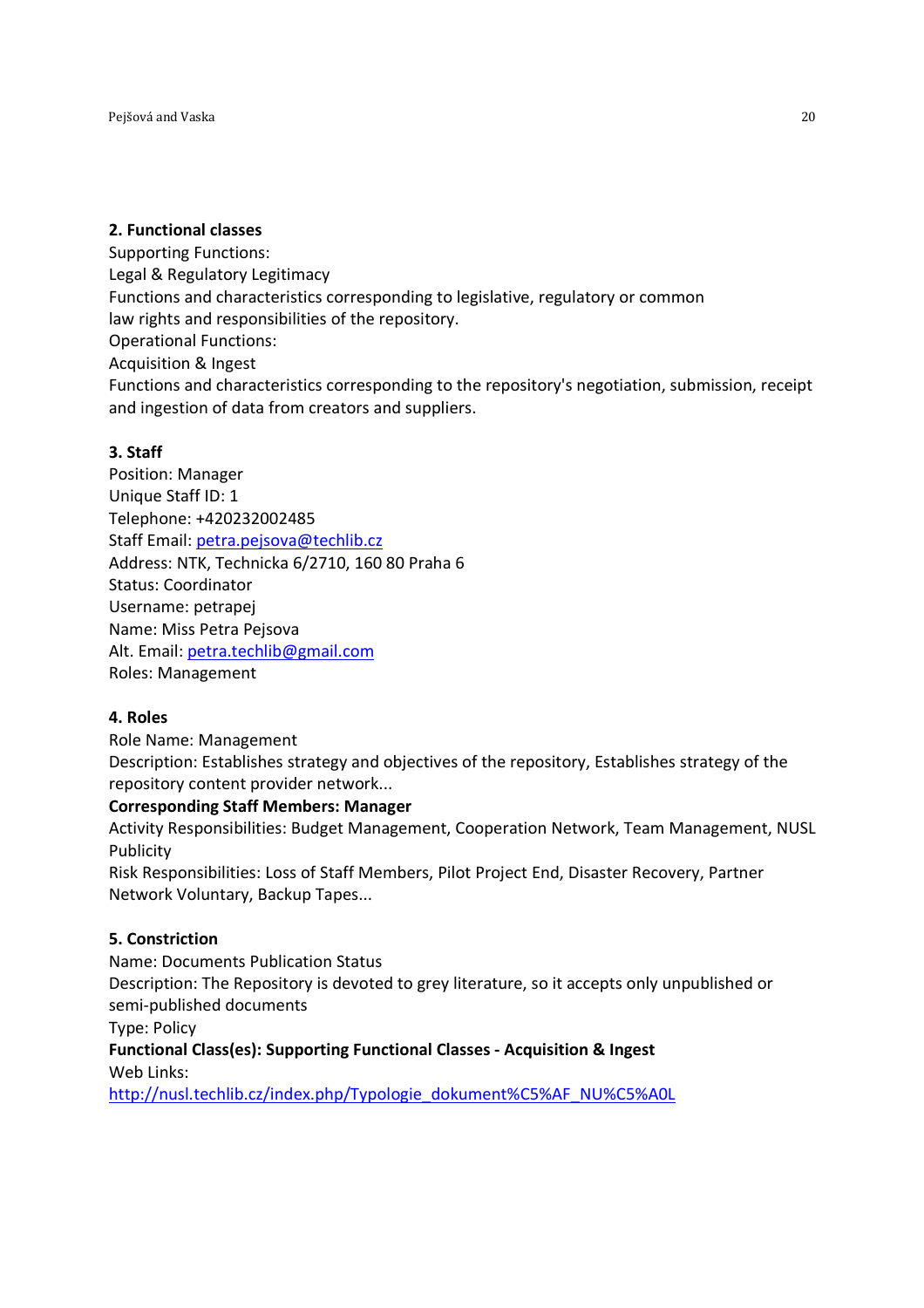**2. Functional classes**

Supporting Functions:
Legal & Regulatory Legitimacy
Functions and characteristics corresponding to legislative, regulatory or common law rights and responsibilities of the repository.
Operational Functions:
Acquisition & Ingest
Functions and characteristics corresponding to the repository's negotiation, submission, receipt and ingestion of data from creators and suppliers.

**3. Staff**

Position: Manager
Unique Staff ID: 1
Telephone: +420232002485
Staff Email: petra.pejsova@techlib.cz
Address: NTK, Technicka 6/2710, 160 80 Praha 6
Status: Coordinator
Username: petrapej
Name: Miss Petra Pejsova
Alt. Email: petra.techlib@gmail.com
Roles: Management

**4. Roles**

Role Name: Management
Description: Establishes strategy and objectives of the repository, Establishes strategy of the repository content provider network...
**Corresponding Staff Members: Manager**
Activity Responsibilities: Budget Management, Cooperation Network, Team Management, NUSL Publicity
Risk Responsibilities: Loss of Staff Members, Pilot Project End, Disaster Recovery, Partner Network Voluntary, Backup Tapes...

**5. Constriction**

Name: Documents Publication Status
Description: The Repository is devoted to grey literature, so it accepts only unpublished or semi-published documents
Type: Policy
**Functional Class(es): Supporting Functional Classes - Acquisition & Ingest**
Web Links:
http://nusl.techlib.cz/index.php/Typologie_dokument%C5%AF_NU%C5%A0L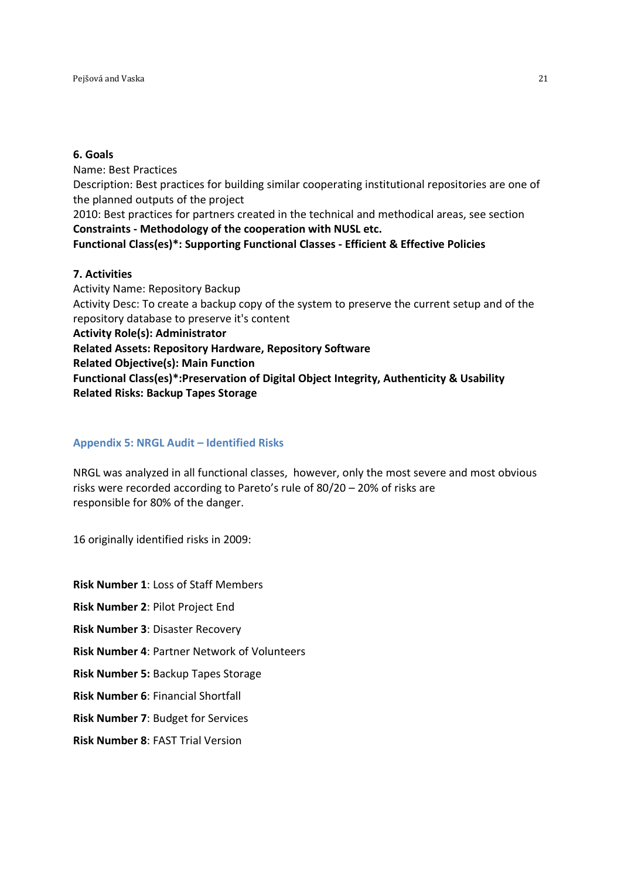**6. Goals**

Name: Best Practices

Description: Best practices for building similar cooperating institutional repositories are one of the planned outputs of the project

2010: Best practices for partners created in the technical and methodical areas, see section **Constraints - Methodology of the cooperation with NUSL etc.**

**Functional Class(es)*: Supporting Functional Classes - Efficient & Effective Policies**

**7. Activities**

Activity Name: Repository Backup

Activity Desc: To create a backup copy of the system to preserve the current setup and of the repository database to preserve it's content

**Activity Role(s): Administrator**

**Related Assets: Repository Hardware, Repository Software**

**Related Objective(s): Main Function**

**Functional Class(es)*:Preservation of Digital Object Integrity, Authenticity & Usability**

**Related Risks: Backup Tapes Storage**

## Appendix 5: NRGL Audit – Identified Risks

NRGL was analyzed in all functional classes, however, only the most severe and most obvious risks were recorded according to Pareto's rule of 80/20 – 20% of risks are responsible for 80% of the danger.

16 originally identified risks in 2009:

**Risk Number 1**: Loss of Staff Members

**Risk Number 2**: Pilot Project End

**Risk Number 3**: Disaster Recovery

**Risk Number 4**: Partner Network of Volunteers

**Risk Number 5:** Backup Tapes Storage

**Risk Number 6**: Financial Shortfall

**Risk Number 7**: Budget for Services

**Risk Number 8**: FAST Trial Version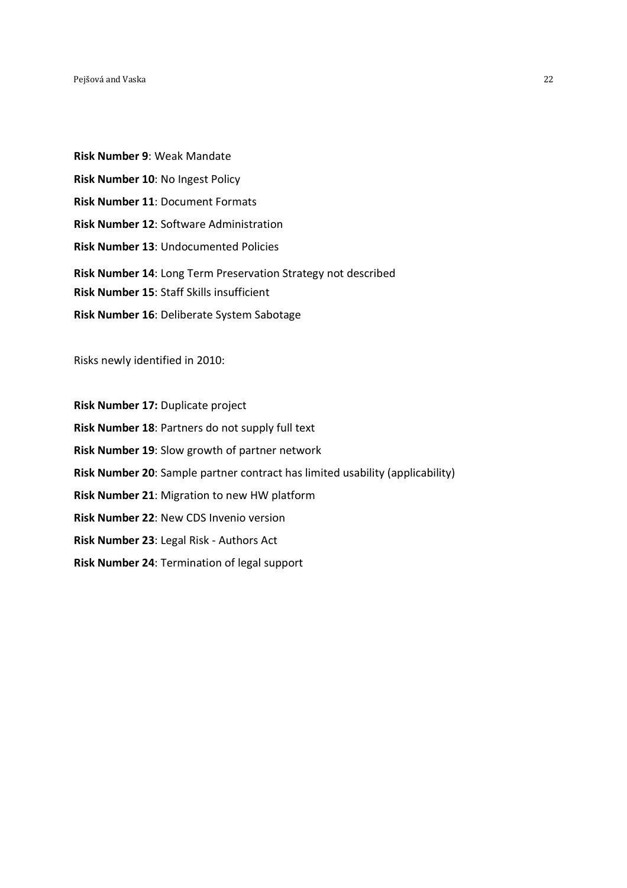**Risk Number 9**: Weak Mandate

**Risk Number 10**: No Ingest Policy

**Risk Number 11**: Document Formats

**Risk Number 12**: Software Administration

**Risk Number 13**: Undocumented Policies

**Risk Number 14**: Long Term Preservation Strategy not described

**Risk Number 15**: Staff Skills insufficient

**Risk Number 16**: Deliberate System Sabotage

Risks newly identified in 2010:

**Risk Number 17:** Duplicate project

**Risk Number 18**: Partners do not supply full text

**Risk Number 19**: Slow growth of partner network

**Risk Number 20**: Sample partner contract has limited usability (applicability)

**Risk Number 21**: Migration to new HW platform

**Risk Number 22**: New CDS Invenio version

**Risk Number 23**: Legal Risk - Authors Act

**Risk Number 24**: Termination of legal support